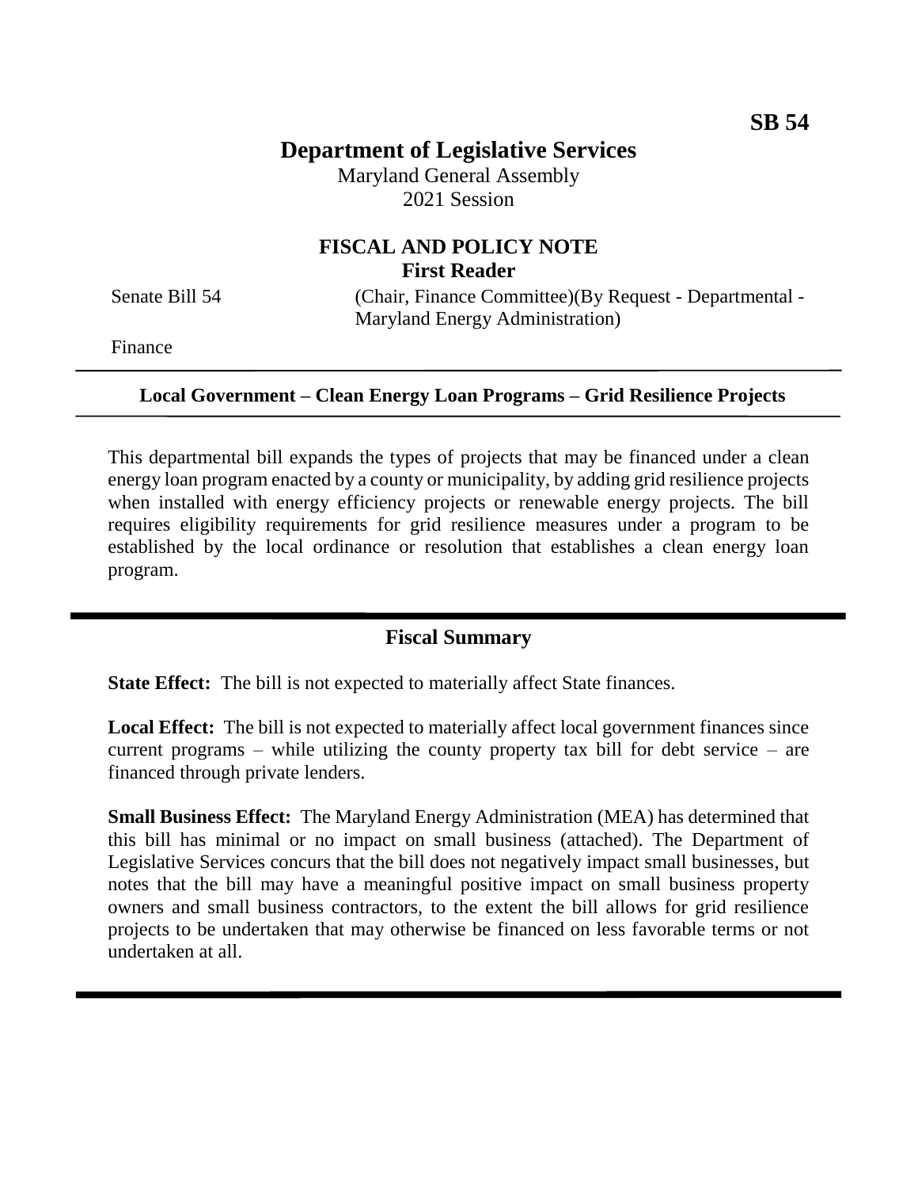**SB 54**

# Department of Legislative Services

Maryland General Assembly
2021 Session

## FISCAL AND POLICY NOTE
**First Reader**

Senate Bill 54 (Chair, Finance Committee)(By Request - Departmental - Maryland Energy Administration)

Finance

---

**Local Government – Clean Energy Loan Programs – Grid Resilience Projects**

---

This departmental bill expands the types of projects that may be financed under a clean energy loan program enacted by a county or municipality, by adding grid resilience projects when installed with energy efficiency projects or renewable energy projects. The bill requires eligibility requirements for grid resilience measures under a program to be established by the local ordinance or resolution that establishes a clean energy loan program.

---

## Fiscal Summary

**State Effect:** The bill is not expected to materially affect State finances.

**Local Effect:** The bill is not expected to materially affect local government finances since current programs – while utilizing the county property tax bill for debt service – are financed through private lenders.

**Small Business Effect:** The Maryland Energy Administration (MEA) has determined that this bill has minimal or no impact on small business (attached). The Department of Legislative Services concurs that the bill does not negatively impact small businesses, but notes that the bill may have a meaningful positive impact on small business property owners and small business contractors, to the extent the bill allows for grid resilience projects to be undertaken that may otherwise be financed on less favorable terms or not undertaken at all.

---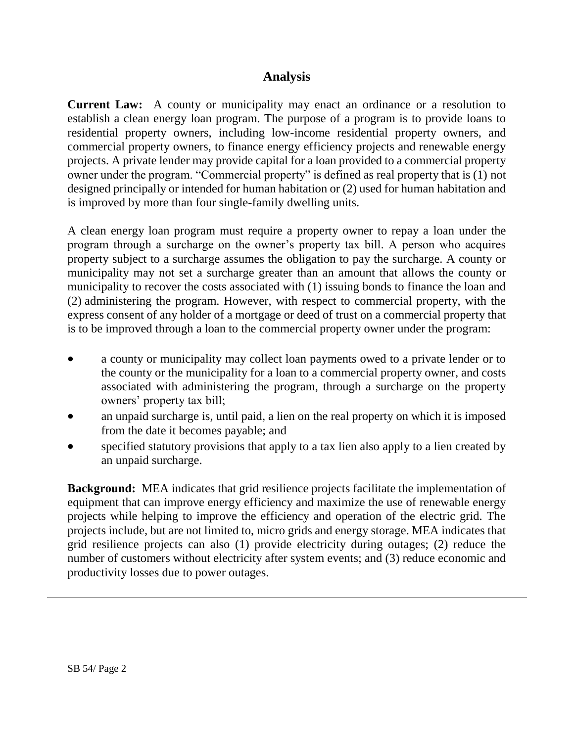## Analysis

**Current Law:** A county or municipality may enact an ordinance or a resolution to establish a clean energy loan program. The purpose of a program is to provide loans to residential property owners, including low-income residential property owners, and commercial property owners, to finance energy efficiency projects and renewable energy projects. A private lender may provide capital for a loan provided to a commercial property owner under the program. "Commercial property" is defined as real property that is (1) not designed principally or intended for human habitation or (2) used for human habitation and is improved by more than four single-family dwelling units.

A clean energy loan program must require a property owner to repay a loan under the program through a surcharge on the owner's property tax bill. A person who acquires property subject to a surcharge assumes the obligation to pay the surcharge. A county or municipality may not set a surcharge greater than an amount that allows the county or municipality to recover the costs associated with (1) issuing bonds to finance the loan and (2) administering the program. However, with respect to commercial property, with the express consent of any holder of a mortgage or deed of trust on a commercial property that is to be improved through a loan to the commercial property owner under the program:

- a county or municipality may collect loan payments owed to a private lender or to the county or the municipality for a loan to a commercial property owner, and costs associated with administering the program, through a surcharge on the property owners' property tax bill;
- an unpaid surcharge is, until paid, a lien on the real property on which it is imposed from the date it becomes payable; and
- specified statutory provisions that apply to a tax lien also apply to a lien created by an unpaid surcharge.

**Background:** MEA indicates that grid resilience projects facilitate the implementation of equipment that can improve energy efficiency and maximize the use of renewable energy projects while helping to improve the efficiency and operation of the electric grid. The projects include, but are not limited to, micro grids and energy storage. MEA indicates that grid resilience projects can also (1) provide electricity during outages; (2) reduce the number of customers without electricity after system events; and (3) reduce economic and productivity losses due to power outages.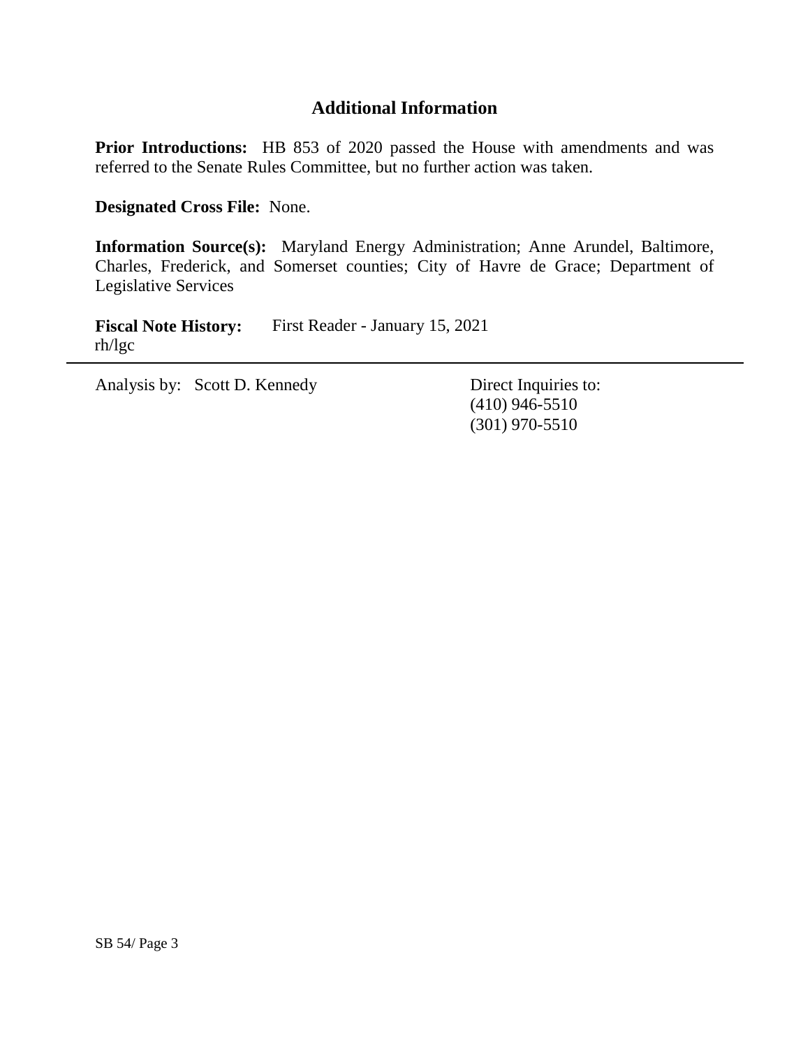## Additional Information

**Prior Introductions:** HB 853 of 2020 passed the House with amendments and was referred to the Senate Rules Committee, but no further action was taken.

**Designated Cross File:** None.

**Information Source(s):** Maryland Energy Administration; Anne Arundel, Baltimore, Charles, Frederick, and Somerset counties; City of Havre de Grace; Department of Legislative Services

**Fiscal Note History:** First Reader - January 15, 2021
rh/lgc

---

Analysis by: Scott D. Kennedy

Direct Inquiries to:
(410) 946-5510
(301) 970-5510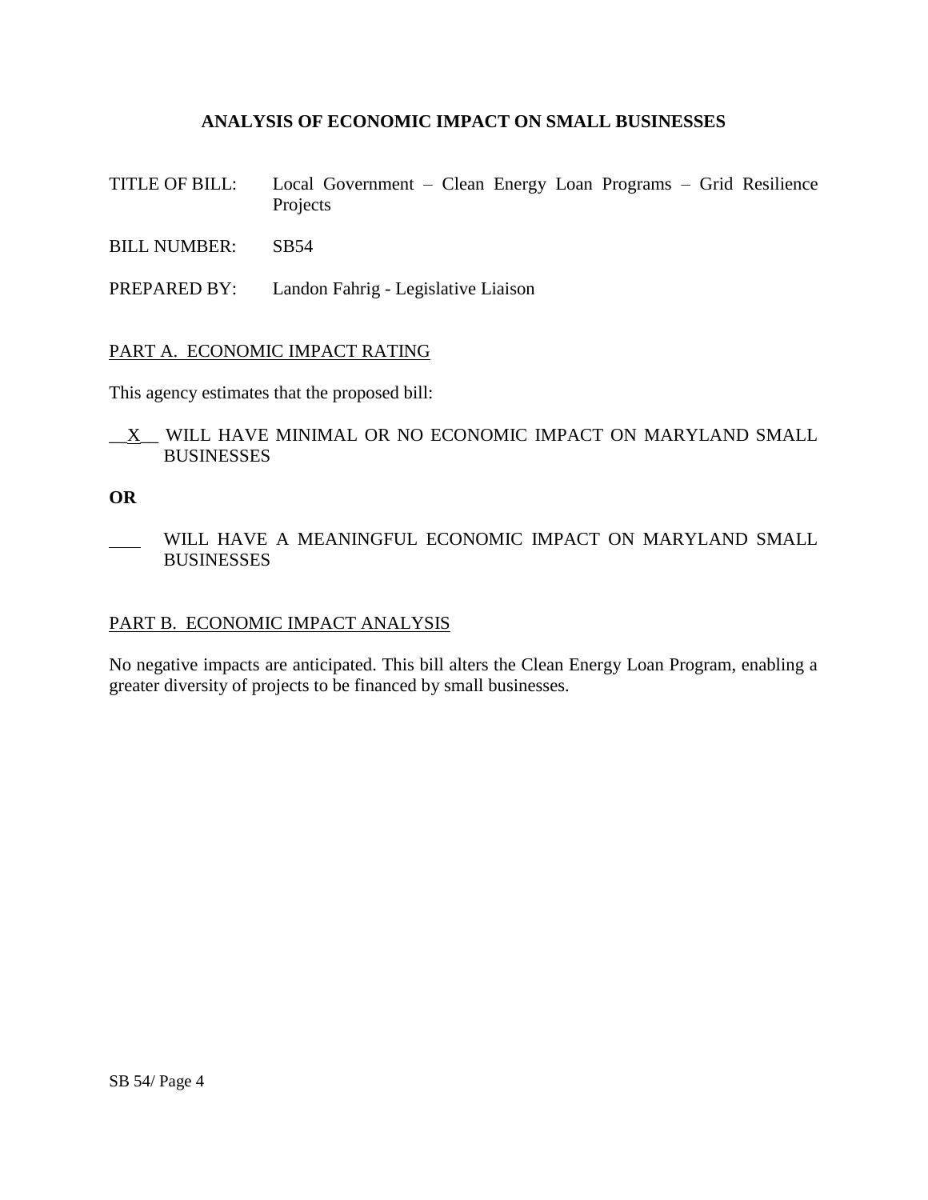**ANALYSIS OF ECONOMIC IMPACT ON SMALL BUSINESSES**

TITLE OF BILL: Local Government – Clean Energy Loan Programs – Grid Resilience Projects

BILL NUMBER: SB54

PREPARED BY: Landon Fahrig - Legislative Liaison

PART A. ECONOMIC IMPACT RATING

This agency estimates that the proposed bill:

__X__ WILL HAVE MINIMAL OR NO ECONOMIC IMPACT ON MARYLAND SMALL BUSINESSES

**OR**

___ WILL HAVE A MEANINGFUL ECONOMIC IMPACT ON MARYLAND SMALL BUSINESSES

PART B. ECONOMIC IMPACT ANALYSIS

No negative impacts are anticipated. This bill alters the Clean Energy Loan Program, enabling a greater diversity of projects to be financed by small businesses.